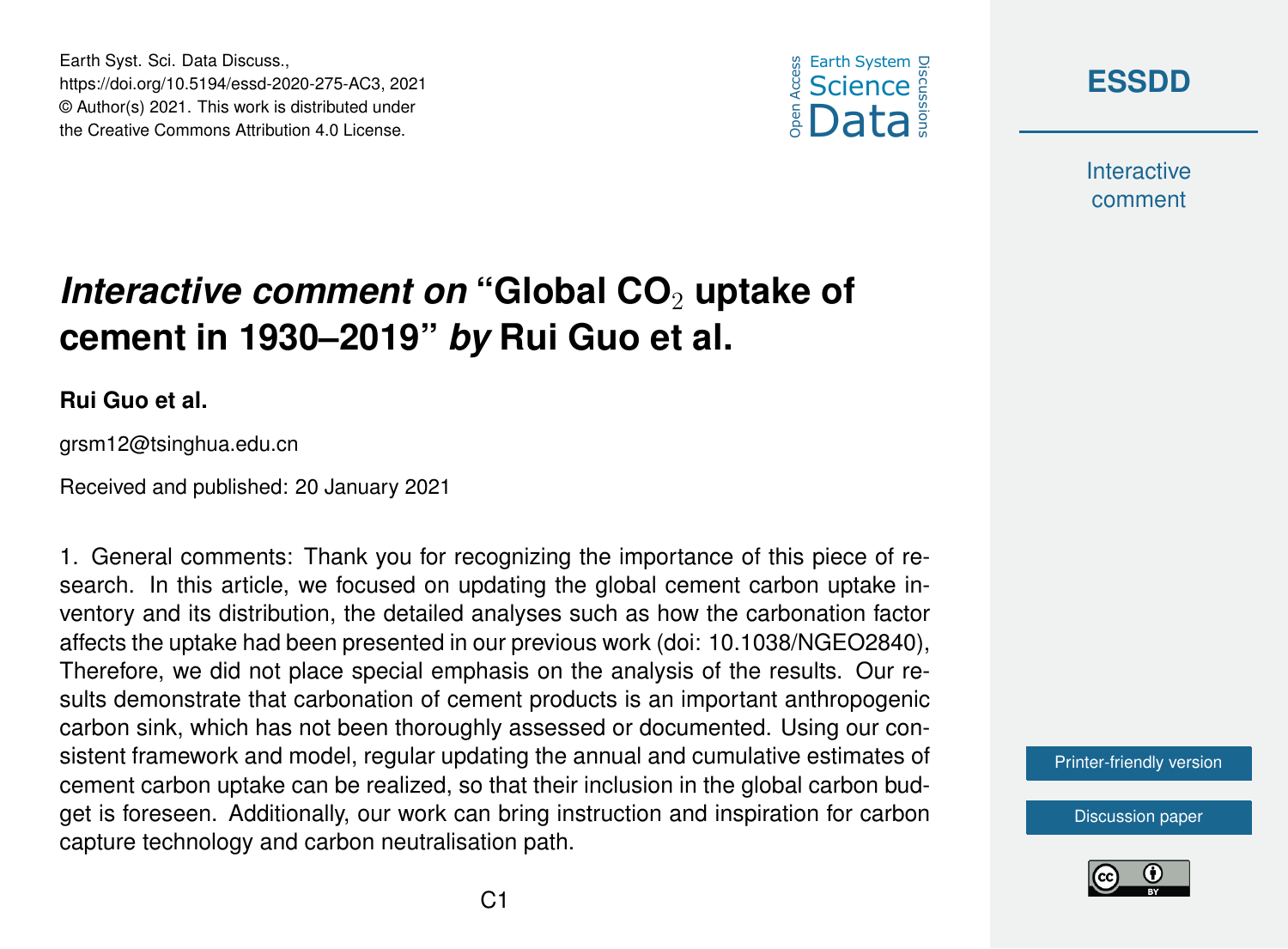Earth Syst. Sci. Data Discuss.,
https://doi.org/10.5194/essd-2020-275-AC3, 2021
© Author(s) 2021. This work is distributed under
the Creative Commons Attribution 4.0 License.

# *Interactive comment on* "Global $CO_2$ uptake of cement in 1930–2019" *by* Rui Guo et al.

**Rui Guo et al.**

grsm12@tsinghua.edu.cn

Received and published: 20 January 2021

1. General comments: Thank you for recognizing the importance of this piece of research. In this article, we focused on updating the global cement carbon uptake inventory and its distribution, the detailed analyses such as how the carbonation factor affects the uptake had been presented in our previous work (doi: 10.1038/NGEO2840), Therefore, we did not place special emphasis on the analysis of the results. Our results demonstrate that carbonation of cement products is an important anthropogenic carbon sink, which has not been thoroughly assessed or documented. Using our consistent framework and model, regular updating the annual and cumulative estimates of cement carbon uptake can be realized, so that their inclusion in the global carbon budget is foreseen. Additionally, our work can bring instruction and inspiration for carbon capture technology and carbon neutralisation path.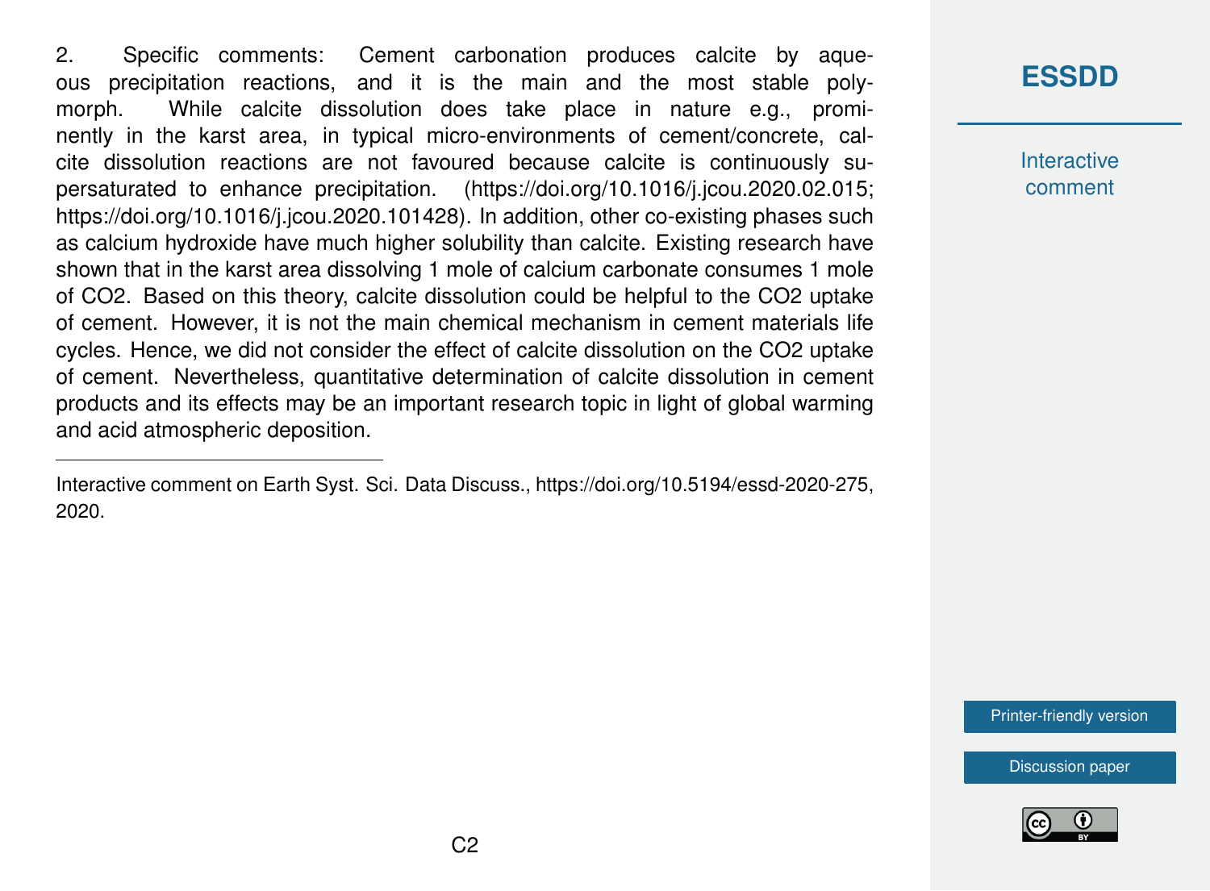2. Specific comments: Cement carbonation produces calcite by aqueous precipitation reactions, and it is the main and the most stable polymorph. While calcite dissolution does take place in nature e.g., prominently in the karst area, in typical micro-environments of cement/concrete, calcite dissolution reactions are not favoured because calcite is continuously supersaturated to enhance precipitation. (https://doi.org/10.1016/j.jcou.2020.02.015; https://doi.org/10.1016/j.jcou.2020.101428). In addition, other co-existing phases such as calcium hydroxide have much higher solubility than calcite. Existing research have shown that in the karst area dissolving 1 mole of calcium carbonate consumes 1 mole of $CO_2$. Based on this theory, calcite dissolution could be helpful to the $CO_2$ uptake of cement. However, it is not the main chemical mechanism in cement materials life cycles. Hence, we did not consider the effect of calcite dissolution on the $CO_2$ uptake of cement. Nevertheless, quantitative determination of calcite dissolution in cement products and its effects may be an important research topic in light of global warming and acid atmospheric deposition.

---

Interactive comment on Earth Syst. Sci. Data Discuss., https://doi.org/10.5194/essd-2020-275, 2020.